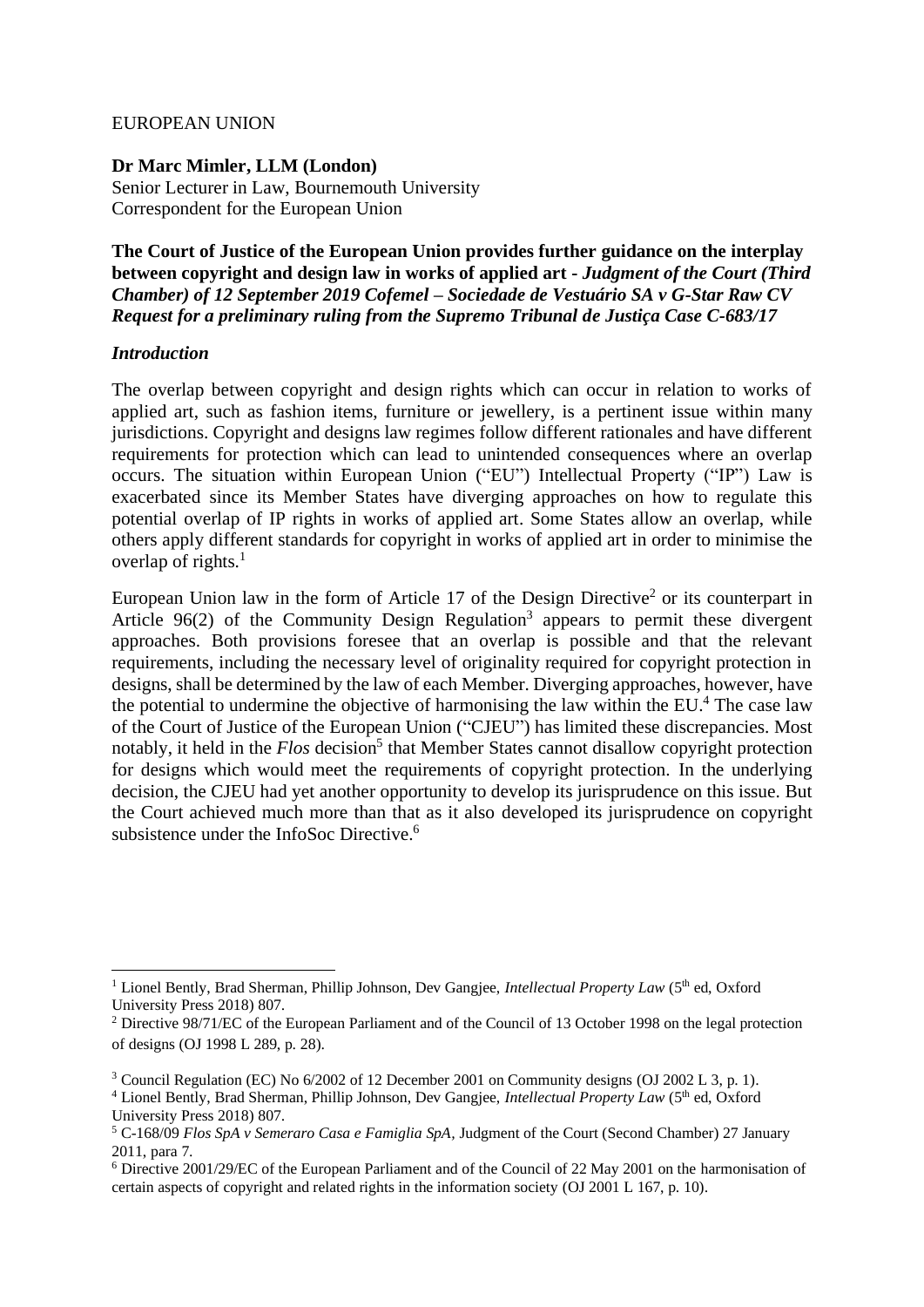EUROPEAN UNION

**Dr Marc Mimler, LLM (London)**
Senior Lecturer in Law, Bournemouth University
Correspondent for the European Union

**The Court of Justice of the European Union provides further guidance on the interplay between copyright and design law in works of applied art - *Judgment of the Court (Third Chamber) of 12 September 2019 Cofemel – Sociedade de Vestuário SA v G-Star Raw CV Request for a preliminary ruling from the Supremo Tribunal de Justiça Case C-683/17***

***Introduction***

The overlap between copyright and design rights which can occur in relation to works of applied art, such as fashion items, furniture or jewellery, is a pertinent issue within many jurisdictions. Copyright and designs law regimes follow different rationales and have different requirements for protection which can lead to unintended consequences where an overlap occurs. The situation within European Union ("EU") Intellectual Property ("IP") Law is exacerbated since its Member States have diverging approaches on how to regulate this potential overlap of IP rights in works of applied art. Some States allow an overlap, while others apply different standards for copyright in works of applied art in order to minimise the overlap of rights.[1]

European Union law in the form of Article 17 of the Design Directive[2] or its counterpart in Article 96(2) of the Community Design Regulation[3] appears to permit these divergent approaches. Both provisions foresee that an overlap is possible and that the relevant requirements, including the necessary level of originality required for copyright protection in designs, shall be determined by the law of each Member. Diverging approaches, however, have the potential to undermine the objective of harmonising the law within the EU.[4] The case law of the Court of Justice of the European Union ("CJEU") has limited these discrepancies. Most notably, it held in the *Flos* decision[5] that Member States cannot disallow copyright protection for designs which would meet the requirements of copyright protection. In the underlying decision, the CJEU had yet another opportunity to develop its jurisprudence on this issue. But the Court achieved much more than that as it also developed its jurisprudence on copyright subsistence under the InfoSoc Directive.[6]

---

[1] Lionel Bently, Brad Sherman, Phillip Johnson, Dev Gangjee, *Intellectual Property Law* (5th ed, Oxford University Press 2018) 807.

[2] Directive 98/71/EC of the European Parliament and of the Council of 13 October 1998 on the legal protection of designs (OJ 1998 L 289, p. 28).

[3] Council Regulation (EC) No 6/2002 of 12 December 2001 on Community designs (OJ 2002 L 3, p. 1).

[4] Lionel Bently, Brad Sherman, Phillip Johnson, Dev Gangjee, *Intellectual Property Law* (5th ed, Oxford University Press 2018) 807.

[5] C-168/09 *Flos SpA v Semeraro Casa e Famiglia SpA*, Judgment of the Court (Second Chamber) 27 January 2011, para 7.

[6] Directive 2001/29/EC of the European Parliament and of the Council of 22 May 2001 on the harmonisation of certain aspects of copyright and related rights in the information society (OJ 2001 L 167, p. 10).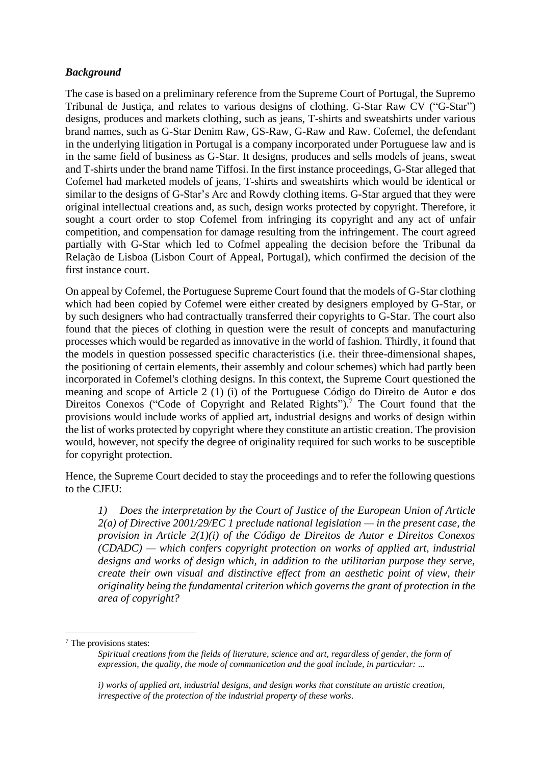### *Background*

The case is based on a preliminary reference from the Supreme Court of Portugal, the Supremo Tribunal de Justiça, and relates to various designs of clothing. G-Star Raw CV ("G-Star") designs, produces and markets clothing, such as jeans, T-shirts and sweatshirts under various brand names, such as G-Star Denim Raw, GS-Raw, G-Raw and Raw. Cofemel, the defendant in the underlying litigation in Portugal is a company incorporated under Portuguese law and is in the same field of business as G-Star. It designs, produces and sells models of jeans, sweat and T-shirts under the brand name Tiffosi. In the first instance proceedings, G-Star alleged that Cofemel had marketed models of jeans, T-shirts and sweatshirts which would be identical or similar to the designs of G-Star's Arc and Rowdy clothing items. G-Star argued that they were original intellectual creations and, as such, design works protected by copyright. Therefore, it sought a court order to stop Cofemel from infringing its copyright and any act of unfair competition, and compensation for damage resulting from the infringement. The court agreed partially with G-Star which led to Cofmel appealing the decision before the Tribunal da Relação de Lisboa (Lisbon Court of Appeal, Portugal), which confirmed the decision of the first instance court.

On appeal by Cofemel, the Portuguese Supreme Court found that the models of G-Star clothing which had been copied by Cofemel were either created by designers employed by G-Star, or by such designers who had contractually transferred their copyrights to G-Star. The court also found that the pieces of clothing in question were the result of concepts and manufacturing processes which would be regarded as innovative in the world of fashion. Thirdly, it found that the models in question possessed specific characteristics (i.e. their three-dimensional shapes, the positioning of certain elements, their assembly and colour schemes) which had partly been incorporated in Cofemel's clothing designs. In this context, the Supreme Court questioned the meaning and scope of Article 2 (1) (i) of the Portuguese Código do Direito de Autor e dos Direitos Conexos ("Code of Copyright and Related Rights").[7] The Court found that the provisions would include works of applied art, industrial designs and works of design within the list of works protected by copyright where they constitute an artistic creation. The provision would, however, not specify the degree of originality required for such works to be susceptible for copyright protection.

Hence, the Supreme Court decided to stay the proceedings and to refer the following questions to the CJEU:

> *1) Does the interpretation by the Court of Justice of the European Union of Article 2(a) of Directive 2001/29/EC 1 preclude national legislation — in the present case, the provision in Article 2(1)(i) of the Código de Direitos de Autor e Direitos Conexos (CDADC) — which confers copyright protection on works of applied art, industrial designs and works of design which, in addition to the utilitarian purpose they serve, create their own visual and distinctive effect from an aesthetic point of view, their originality being the fundamental criterion which governs the grant of protection in the area of copyright?*

---

[7] The provisions states:

> *Spiritual creations from the fields of literature, science and art, regardless of gender, the form of expression, the quality, the mode of communication and the goal include, in particular: ...*
>
> *i) works of applied art, industrial designs, and design works that constitute an artistic creation, irrespective of the protection of the industrial property of these works.*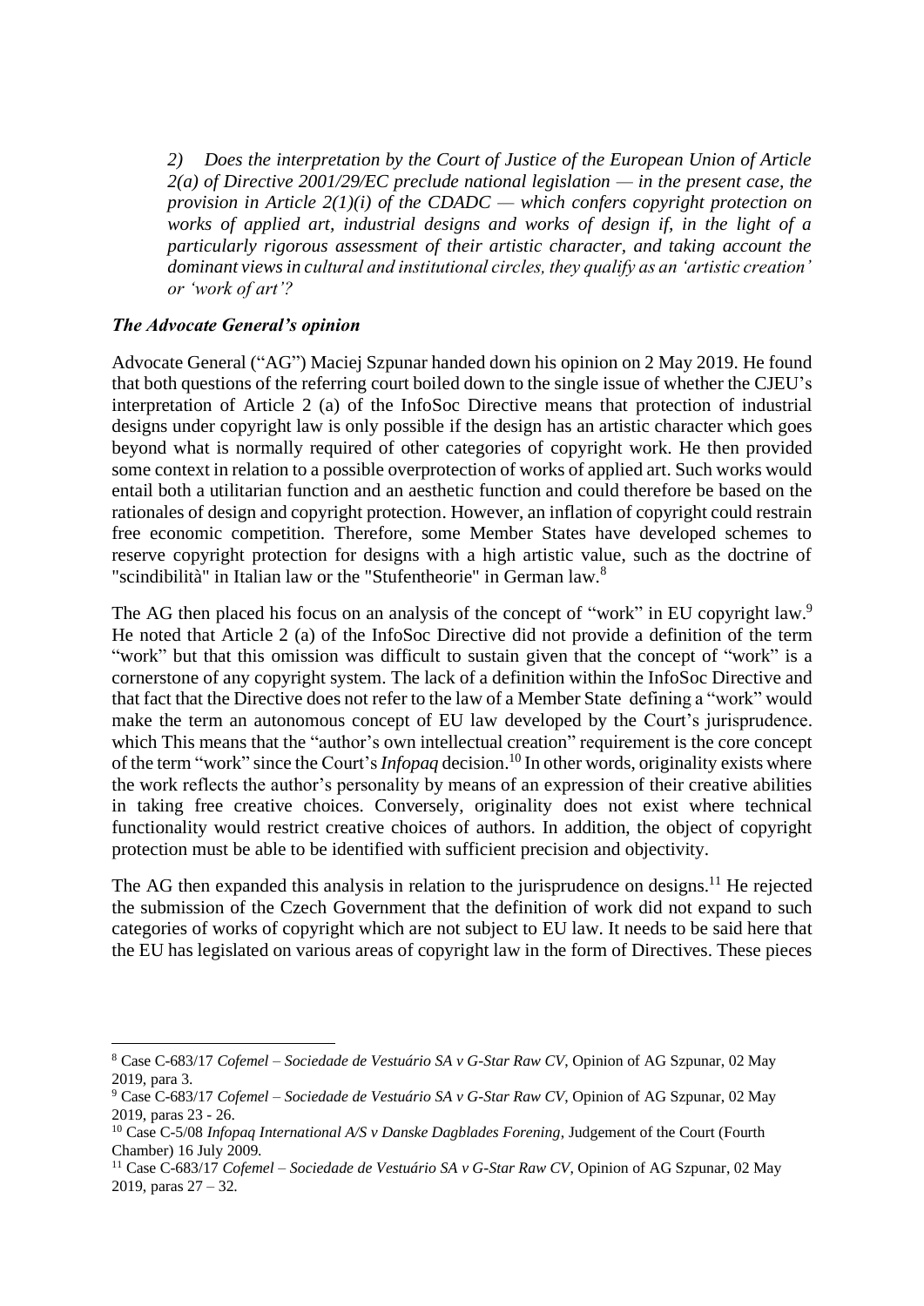*2) Does the interpretation by the Court of Justice of the European Union of Article 2(a) of Directive 2001/29/EC preclude national legislation — in the present case, the provision in Article 2(1)(i) of the CDADC — which confers copyright protection on works of applied art, industrial designs and works of design if, in the light of a particularly rigorous assessment of their artistic character, and taking account the dominant views in cultural and institutional circles, they qualify as an 'artistic creation' or 'work of art'?*

### *The Advocate General's opinion*

Advocate General ("AG") Maciej Szpunar handed down his opinion on 2 May 2019. He found that both questions of the referring court boiled down to the single issue of whether the CJEU's interpretation of Article 2 (a) of the InfoSoc Directive means that protection of industrial designs under copyright law is only possible if the design has an artistic character which goes beyond what is normally required of other categories of copyright work. He then provided some context in relation to a possible overprotection of works of applied art. Such works would entail both a utilitarian function and an aesthetic function and could therefore be based on the rationales of design and copyright protection. However, an inflation of copyright could restrain free economic competition. Therefore, some Member States have developed schemes to reserve copyright protection for designs with a high artistic value, such as the doctrine of "scindibilità" in Italian law or the "Stufentheorie" in German law.[8]

The AG then placed his focus on an analysis of the concept of "work" in EU copyright law.[9] He noted that Article 2 (a) of the InfoSoc Directive did not provide a definition of the term "work" but that this omission was difficult to sustain given that the concept of "work" is a cornerstone of any copyright system. The lack of a definition within the InfoSoc Directive and that fact that the Directive does not refer to the law of a Member State defining a "work" would make the term an autonomous concept of EU law developed by the Court's jurisprudence. which This means that the "author's own intellectual creation" requirement is the core concept of the term "work" since the Court's *Infopaq* decision.[10] In other words, originality exists where the work reflects the author's personality by means of an expression of their creative abilities in taking free creative choices. Conversely, originality does not exist where technical functionality would restrict creative choices of authors. In addition, the object of copyright protection must be able to be identified with sufficient precision and objectivity.

The AG then expanded this analysis in relation to the jurisprudence on designs.[11] He rejected the submission of the Czech Government that the definition of work did not expand to such categories of works of copyright which are not subject to EU law. It needs to be said here that the EU has legislated on various areas of copyright law in the form of Directives. These pieces

---

[8] Case C-683/17 *Cofemel – Sociedade de Vestuário SA v G-Star Raw CV*, Opinion of AG Szpunar, 02 May 2019, para 3.

[9] Case C-683/17 *Cofemel – Sociedade de Vestuário SA v G-Star Raw CV*, Opinion of AG Szpunar, 02 May 2019, paras 23 - 26.

[10] Case C-5/08 *Infopaq International A/S v Danske Dagblades Forening*, Judgement of the Court (Fourth Chamber) 16 July 2009.

[11] Case C-683/17 *Cofemel – Sociedade de Vestuário SA v G-Star Raw CV*, Opinion of AG Szpunar, 02 May 2019, paras 27 – 32.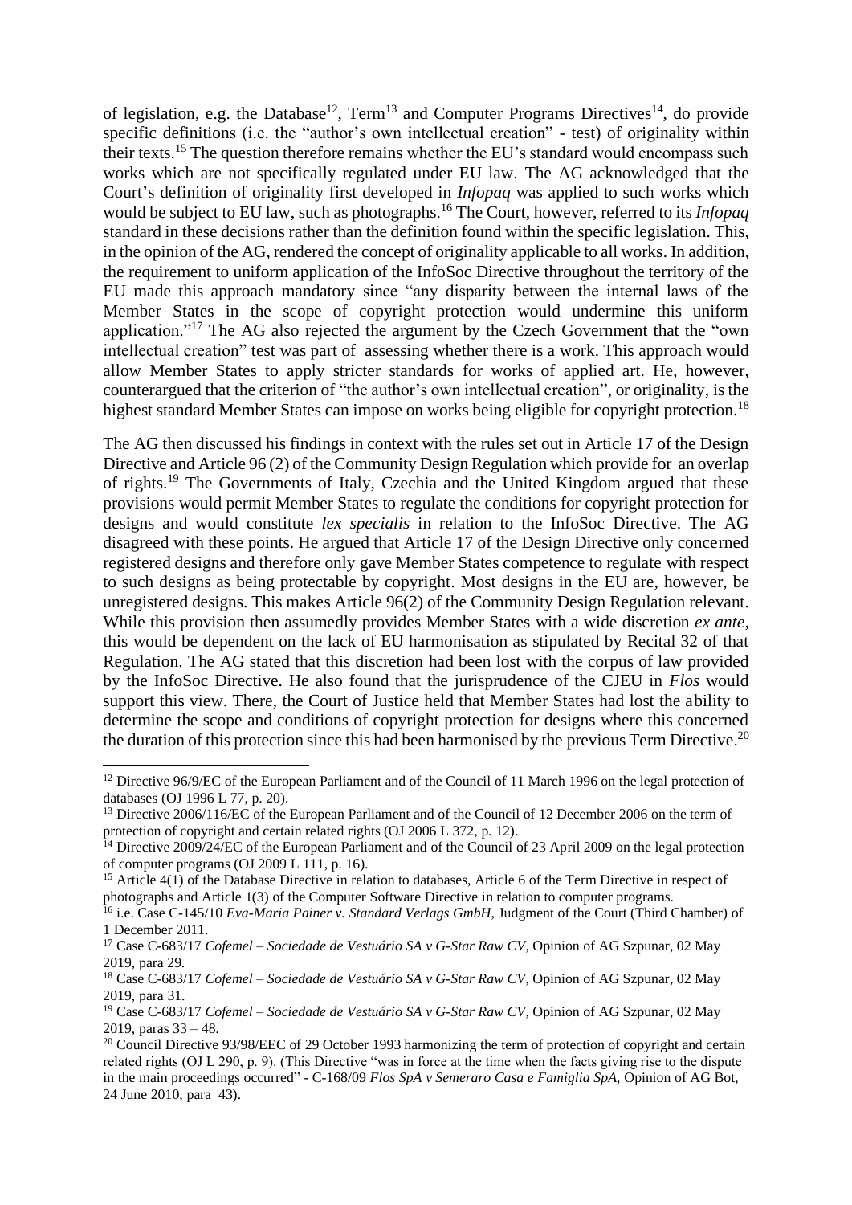of legislation, e.g. the Database[12], Term[13] and Computer Programs Directives[14], do provide specific definitions (i.e. the "author's own intellectual creation" - test) of originality within their texts.[15] The question therefore remains whether the EU's standard would encompass such works which are not specifically regulated under EU law. The AG acknowledged that the Court's definition of originality first developed in *Infopaq* was applied to such works which would be subject to EU law, such as photographs.[16] The Court, however, referred to its *Infopaq* standard in these decisions rather than the definition found within the specific legislation. This, in the opinion of the AG, rendered the concept of originality applicable to all works. In addition, the requirement to uniform application of the InfoSoc Directive throughout the territory of the EU made this approach mandatory since "any disparity between the internal laws of the Member States in the scope of copyright protection would undermine this uniform application."[17] The AG also rejected the argument by the Czech Government that the "own intellectual creation" test was part of assessing whether there is a work. This approach would allow Member States to apply stricter standards for works of applied art. He, however, counterargued that the criterion of "the author's own intellectual creation", or originality, is the highest standard Member States can impose on works being eligible for copyright protection.[18]

The AG then discussed his findings in context with the rules set out in Article 17 of the Design Directive and Article 96 (2) of the Community Design Regulation which provide for an overlap of rights.[19] The Governments of Italy, Czechia and the United Kingdom argued that these provisions would permit Member States to regulate the conditions for copyright protection for designs and would constitute *lex specialis* in relation to the InfoSoc Directive. The AG disagreed with these points. He argued that Article 17 of the Design Directive only concerned registered designs and therefore only gave Member States competence to regulate with respect to such designs as being protectable by copyright. Most designs in the EU are, however, be unregistered designs. This makes Article 96(2) of the Community Design Regulation relevant. While this provision then assumedly provides Member States with a wide discretion *ex ante*, this would be dependent on the lack of EU harmonisation as stipulated by Recital 32 of that Regulation. The AG stated that this discretion had been lost with the corpus of law provided by the InfoSoc Directive. He also found that the jurisprudence of the CJEU in *Flos* would support this view. There, the Court of Justice held that Member States had lost the ability to determine the scope and conditions of copyright protection for designs where this concerned the duration of this protection since this had been harmonised by the previous Term Directive.[20]

---

[12] Directive 96/9/EC of the European Parliament and of the Council of 11 March 1996 on the legal protection of databases (OJ 1996 L 77, p. 20).

[13] Directive 2006/116/EC of the European Parliament and of the Council of 12 December 2006 on the term of protection of copyright and certain related rights (OJ 2006 L 372, p. 12).

[14] Directive 2009/24/EC of the European Parliament and of the Council of 23 April 2009 on the legal protection of computer programs (OJ 2009 L 111, p. 16).

[15] Article 4(1) of the Database Directive in relation to databases, Article 6 of the Term Directive in respect of photographs and Article 1(3) of the Computer Software Directive in relation to computer programs.

[16] i.e. Case C-145/10 *Eva-Maria Painer v. Standard Verlags GmbH*, Judgment of the Court (Third Chamber) of 1 December 2011.

[17] Case C-683/17 *Cofemel – Sociedade de Vestuário SA v G-Star Raw CV*, Opinion of AG Szpunar, 02 May 2019, para 29.

[18] Case C-683/17 *Cofemel – Sociedade de Vestuário SA v G-Star Raw CV*, Opinion of AG Szpunar, 02 May 2019, para 31.

[19] Case C-683/17 *Cofemel – Sociedade de Vestuário SA v G-Star Raw CV*, Opinion of AG Szpunar, 02 May 2019, paras 33 – 48.

[20] Council Directive 93/98/EEC of 29 October 1993 harmonizing the term of protection of copyright and certain related rights (OJ L 290, p. 9). (This Directive "was in force at the time when the facts giving rise to the dispute in the main proceedings occurred" - C-168/09 *Flos SpA v Semeraro Casa e Famiglia SpA*, Opinion of AG Bot, 24 June 2010, para 43).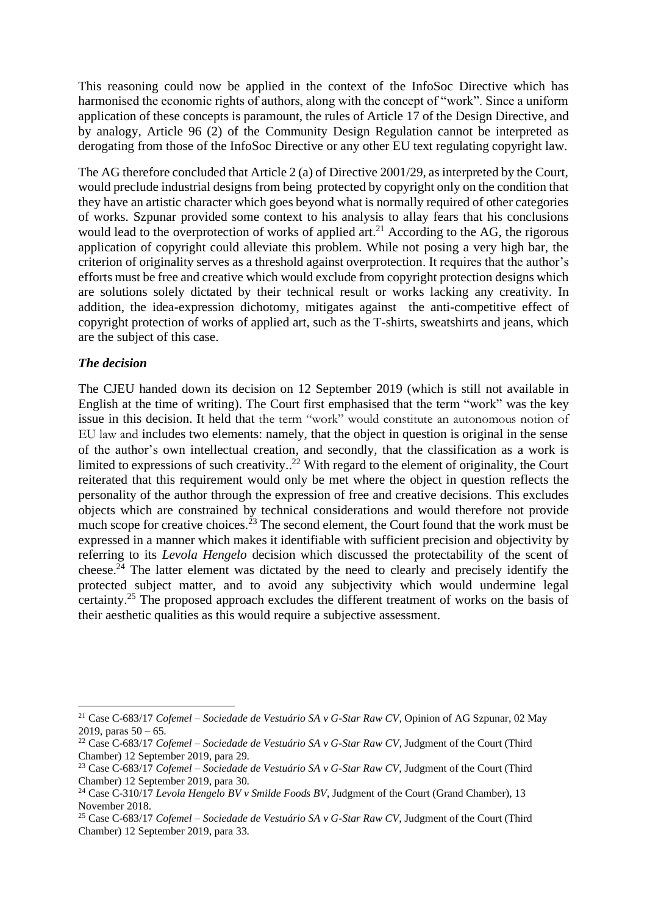This reasoning could now be applied in the context of the InfoSoc Directive which has harmonised the economic rights of authors, along with the concept of "work". Since a uniform application of these concepts is paramount, the rules of Article 17 of the Design Directive, and by analogy, Article 96 (2) of the Community Design Regulation cannot be interpreted as derogating from those of the InfoSoc Directive or any other EU text regulating copyright law.

The AG therefore concluded that Article 2 (a) of Directive 2001/29, as interpreted by the Court, would preclude industrial designs from being protected by copyright only on the condition that they have an artistic character which goes beyond what is normally required of other categories of works. Szpunar provided some context to his analysis to allay fears that his conclusions would lead to the overprotection of works of applied art.[21] According to the AG, the rigorous application of copyright could alleviate this problem. While not posing a very high bar, the criterion of originality serves as a threshold against overprotection. It requires that the author's efforts must be free and creative which would exclude from copyright protection designs which are solutions solely dictated by their technical result or works lacking any creativity. In addition, the idea-expression dichotomy, mitigates against the anti-competitive effect of copyright protection of works of applied art, such as the T-shirts, sweatshirts and jeans, which are the subject of this case.

### *The decision*

The CJEU handed down its decision on 12 September 2019 (which is still not available in English at the time of writing). The Court first emphasised that the term "work" was the key issue in this decision. It held that the term "work" would constitute an autonomous notion of EU law and includes two elements: namely, that the object in question is original in the sense of the author's own intellectual creation, and secondly, that the classification as a work is limited to expressions of such creativity..[22] With regard to the element of originality, the Court reiterated that this requirement would only be met where the object in question reflects the personality of the author through the expression of free and creative decisions. This excludes objects which are constrained by technical considerations and would therefore not provide much scope for creative choices.[23] The second element, the Court found that the work must be expressed in a manner which makes it identifiable with sufficient precision and objectivity by referring to its *Levola Hengelo* decision which discussed the protectability of the scent of cheese.[24] The latter element was dictated by the need to clearly and precisely identify the protected subject matter, and to avoid any subjectivity which would undermine legal certainty.[25] The proposed approach excludes the different treatment of works on the basis of their aesthetic qualities as this would require a subjective assessment.

---

[21] Case C-683/17 *Cofemel – Sociedade de Vestuário SA v G-Star Raw CV*, Opinion of AG Szpunar, 02 May 2019, paras 50 – 65.

[22] Case C-683/17 *Cofemel – Sociedade de Vestuário SA v G-Star Raw CV*, Judgment of the Court (Third Chamber) 12 September 2019, para 29.

[23] Case C-683/17 *Cofemel – Sociedade de Vestuário SA v G-Star Raw CV*, Judgment of the Court (Third Chamber) 12 September 2019, para 30.

[24] Case C-310/17 *Levola Hengelo BV v Smilde Foods BV*, Judgment of the Court (Grand Chamber), 13 November 2018.

[25] Case C-683/17 *Cofemel – Sociedade de Vestuário SA v G-Star Raw CV*, Judgment of the Court (Third Chamber) 12 September 2019, para 33.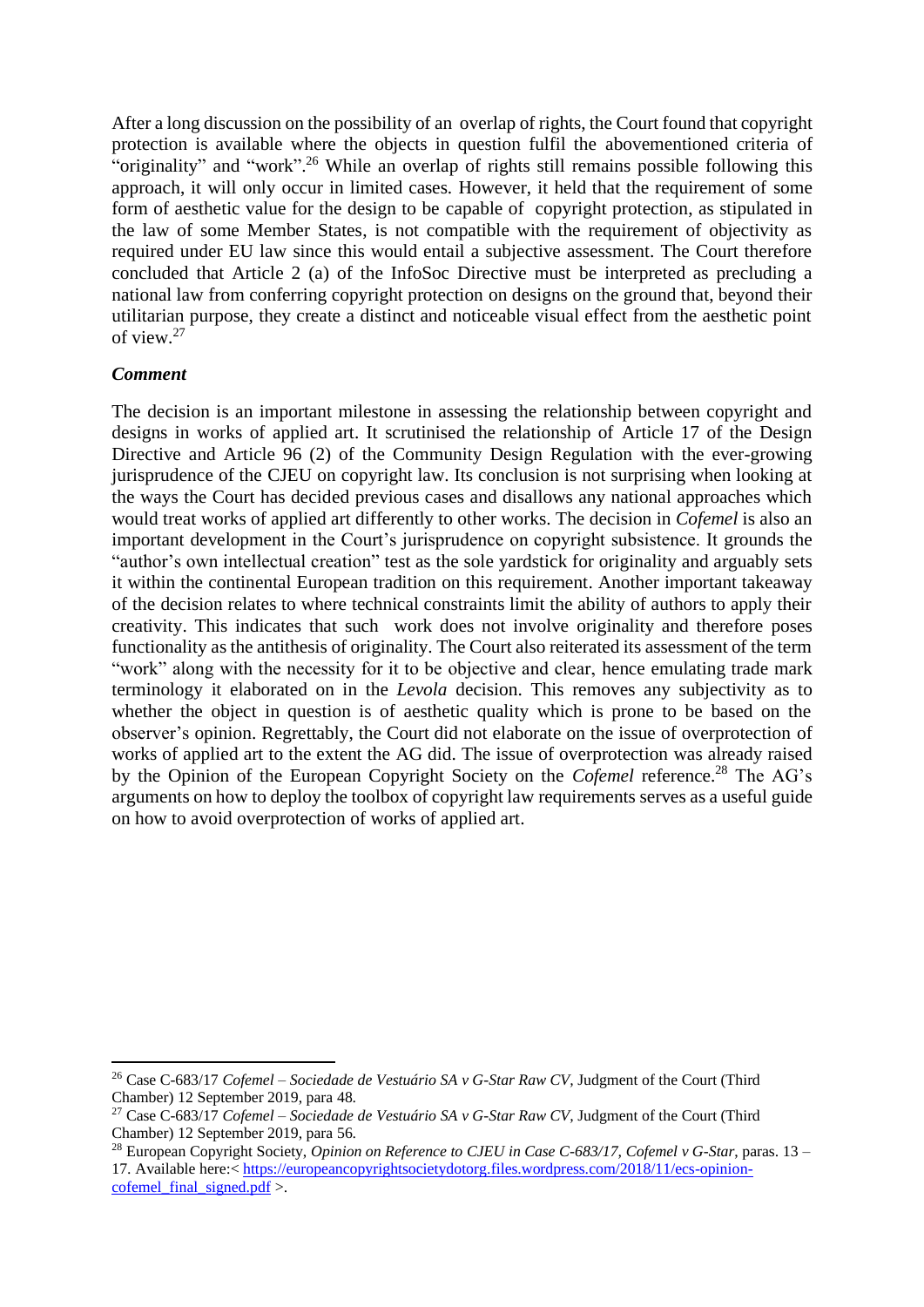After a long discussion on the possibility of an overlap of rights, the Court found that copyright protection is available where the objects in question fulfil the abovementioned criteria of "originality" and "work".[26] While an overlap of rights still remains possible following this approach, it will only occur in limited cases. However, it held that the requirement of some form of aesthetic value for the design to be capable of copyright protection, as stipulated in the law of some Member States, is not compatible with the requirement of objectivity as required under EU law since this would entail a subjective assessment. The Court therefore concluded that Article 2 (a) of the InfoSoc Directive must be interpreted as precluding a national law from conferring copyright protection on designs on the ground that, beyond their utilitarian purpose, they create a distinct and noticeable visual effect from the aesthetic point of view.[27]

***Comment***

The decision is an important milestone in assessing the relationship between copyright and designs in works of applied art. It scrutinised the relationship of Article 17 of the Design Directive and Article 96 (2) of the Community Design Regulation with the ever-growing jurisprudence of the CJEU on copyright law. Its conclusion is not surprising when looking at the ways the Court has decided previous cases and disallows any national approaches which would treat works of applied art differently to other works. The decision in *Cofemel* is also an important development in the Court's jurisprudence on copyright subsistence. It grounds the "author's own intellectual creation" test as the sole yardstick for originality and arguably sets it within the continental European tradition on this requirement. Another important takeaway of the decision relates to where technical constraints limit the ability of authors to apply their creativity. This indicates that such work does not involve originality and therefore poses functionality as the antithesis of originality. The Court also reiterated its assessment of the term "work" along with the necessity for it to be objective and clear, hence emulating trade mark terminology it elaborated on in the *Levola* decision. This removes any subjectivity as to whether the object in question is of aesthetic quality which is prone to be based on the observer's opinion. Regrettably, the Court did not elaborate on the issue of overprotection of works of applied art to the extent the AG did. The issue of overprotection was already raised by the Opinion of the European Copyright Society on the *Cofemel* reference.[28] The AG's arguments on how to deploy the toolbox of copyright law requirements serves as a useful guide on how to avoid overprotection of works of applied art.

---

[26] Case C-683/17 *Cofemel – Sociedade de Vestuário SA v G-Star Raw CV*, Judgment of the Court (Third Chamber) 12 September 2019, para 48.

[27] Case C-683/17 *Cofemel – Sociedade de Vestuário SA v G-Star Raw CV*, Judgment of the Court (Third Chamber) 12 September 2019, para 56.

[28] European Copyright Society, *Opinion on Reference to CJEU in Case C-683/17, Cofemel v G-Star*, paras. 13 – 17. Available here:< https://europeancopyrightsocietydotorg.files.wordpress.com/2018/11/ecs-opinion-cofemel_final_signed.pdf >.